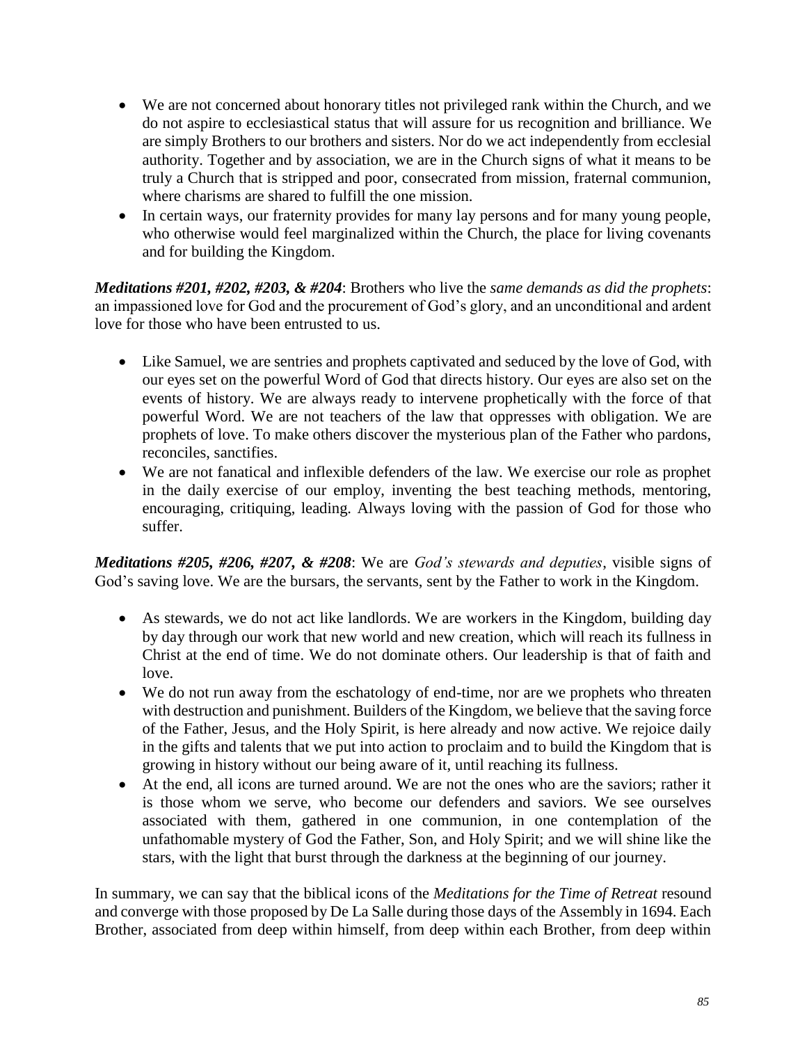- We are not concerned about honorary titles not privileged rank within the Church, and we do not aspire to ecclesiastical status that will assure for us recognition and brilliance. We are simply Brothers to our brothers and sisters. Nor do we act independently from ecclesial authority. Together and by association, we are in the Church signs of what it means to be truly a Church that is stripped and poor, consecrated from mission, fraternal communion, where charisms are shared to fulfill the one mission.
- In certain ways, our fraternity provides for many lay persons and for many young people, who otherwise would feel marginalized within the Church, the place for living covenants and for building the Kingdom.

***Meditations #201, #202, #203, & #204***: Brothers who live the *same demands as did the prophets*: an impassioned love for God and the procurement of God's glory, and an unconditional and ardent love for those who have been entrusted to us.

- Like Samuel, we are sentries and prophets captivated and seduced by the love of God, with our eyes set on the powerful Word of God that directs history. Our eyes are also set on the events of history. We are always ready to intervene prophetically with the force of that powerful Word. We are not teachers of the law that oppresses with obligation. We are prophets of love. To make others discover the mysterious plan of the Father who pardons, reconciles, sanctifies.
- We are not fanatical and inflexible defenders of the law. We exercise our role as prophet in the daily exercise of our employ, inventing the best teaching methods, mentoring, encouraging, critiquing, leading. Always loving with the passion of God for those who suffer.

***Meditations #205, #206, #207, & #208***: We are *God's stewards and deputies*, visible signs of God's saving love. We are the bursars, the servants, sent by the Father to work in the Kingdom.

- As stewards, we do not act like landlords. We are workers in the Kingdom, building day by day through our work that new world and new creation, which will reach its fullness in Christ at the end of time. We do not dominate others. Our leadership is that of faith and love.
- We do not run away from the eschatology of end-time, nor are we prophets who threaten with destruction and punishment. Builders of the Kingdom, we believe that the saving force of the Father, Jesus, and the Holy Spirit, is here already and now active. We rejoice daily in the gifts and talents that we put into action to proclaim and to build the Kingdom that is growing in history without our being aware of it, until reaching its fullness.
- At the end, all icons are turned around. We are not the ones who are the saviors; rather it is those whom we serve, who become our defenders and saviors. We see ourselves associated with them, gathered in one communion, in one contemplation of the unfathomable mystery of God the Father, Son, and Holy Spirit; and we will shine like the stars, with the light that burst through the darkness at the beginning of our journey.

In summary, we can say that the biblical icons of the *Meditations for the Time of Retreat* resound and converge with those proposed by De La Salle during those days of the Assembly in 1694. Each Brother, associated from deep within himself, from deep within each Brother, from deep within